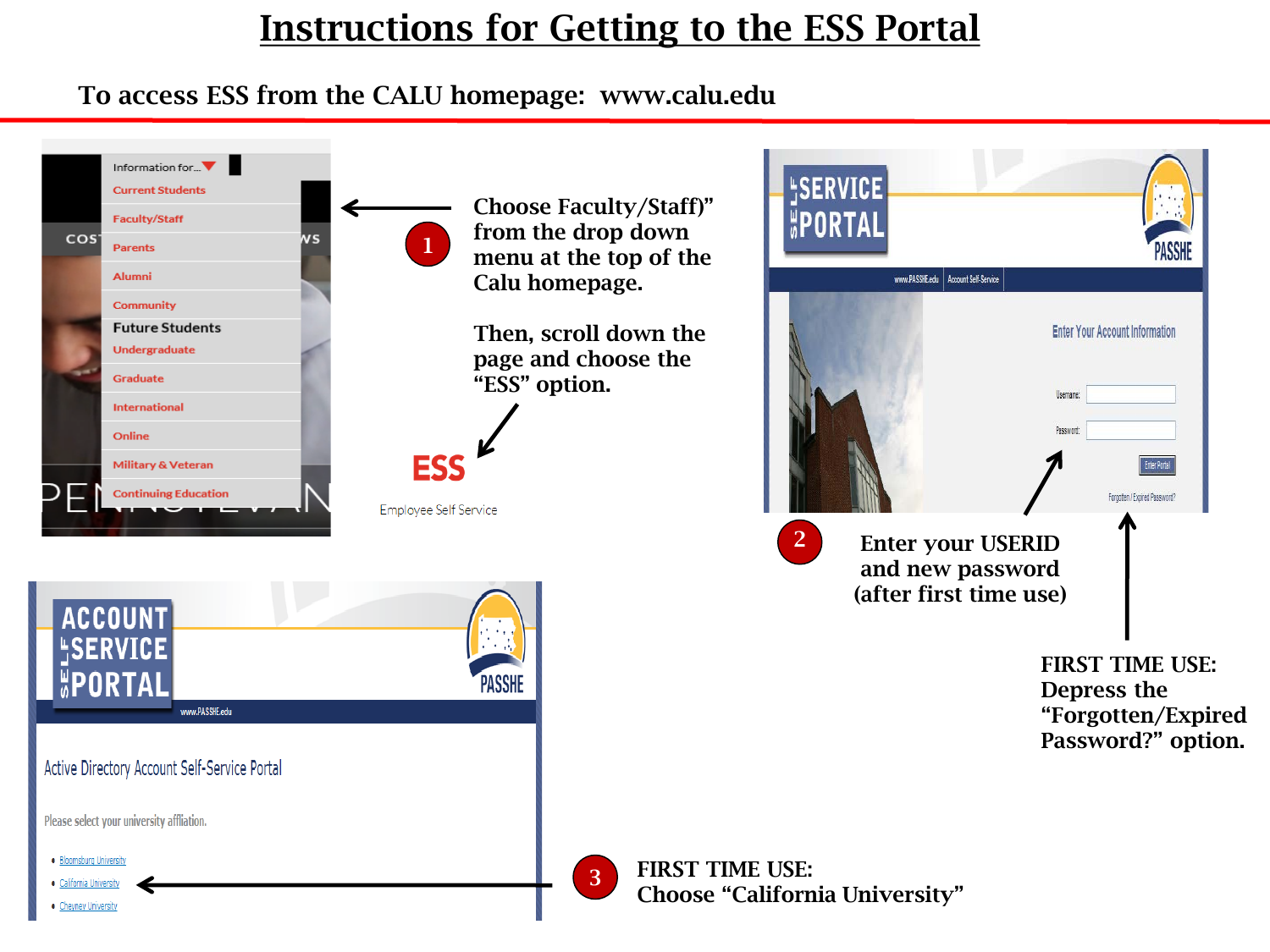# Instructions for Getting to the ESS Portal

## To access ESS from the CALU homepage: www.calu.edu

Information for...
- Current Students
- Faculty/Staff
- Parents
- Alumni
- Community

Future Students
- Undergraduate
- Graduate
- International
- Online
- Military & Veteran
- Continuing Education

**1** **Choose Faculty/Staff)" from the drop down menu at the top of the Calu homepage.**

**Then, scroll down the page and choose the "ESS" option.**

ESS

Employee Self Service

SELF SERVICE PORTAL

PASSHE

www.PASSHE.edu | Account Self-Service

Enter Your Account Information

Username:

Password:

Enter Portal

Forgotten / Expired Password?

**2** **Enter your USERID and new password (after first time use)**

**FIRST TIME USE: Depress the "Forgotten/Expired Password?" option.**

ACCOUNT SELF SERVICE PORTAL

PASSHE

www.PASSHE.edu

Active Directory Account Self-Service Portal

Please select your university affliation.

- Bloomsburg University
- California University
- Cheyney University

**3** **FIRST TIME USE: Choose "California University"**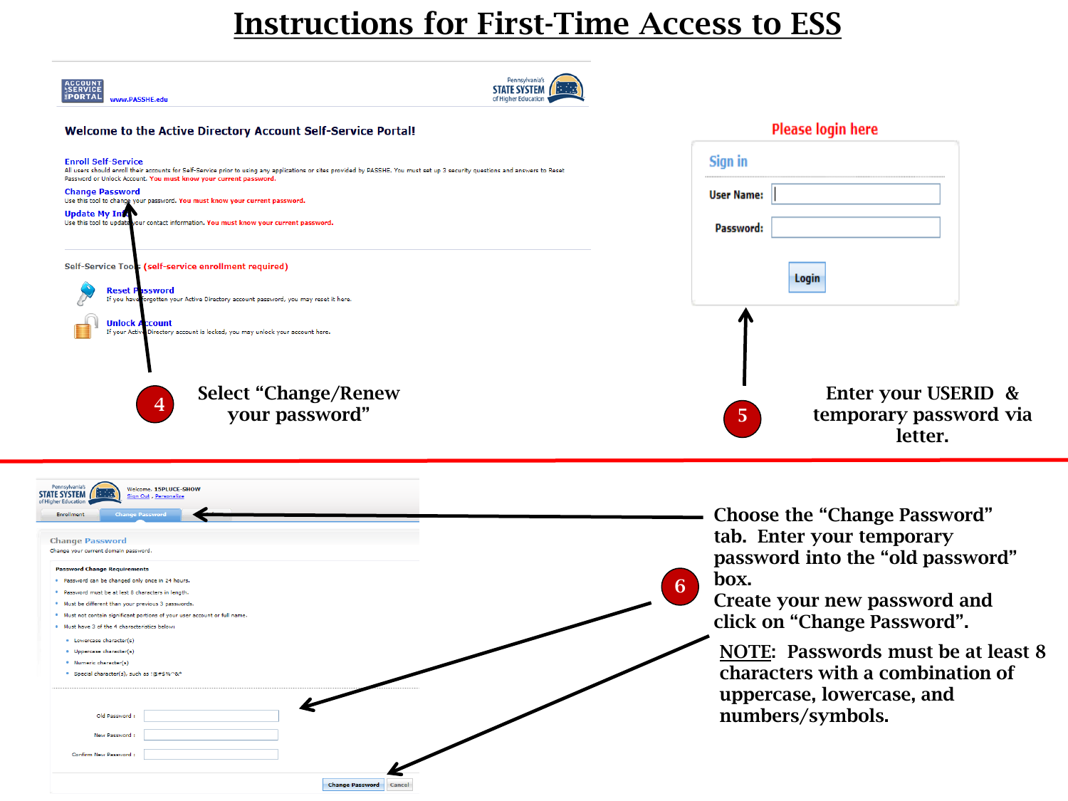# Instructions for First-Time Access to ESS

ACCOUNT SERVICE PORTAL

www.PASSHE.edu

Pennsylvania's STATE SYSTEM of Higher Education

**Welcome to the Active Directory Account Self-Service Portal!**

**Enroll Self-Service**
All users should enroll their accounts for Self-Service prior to using any applications or sites provided by PASSHE. You must set up 3 security questions and answers to Reset Password or Unlock Account. You must know your current password.

**Change Password**
Use this tool to change your password. You must know your current password.

**Update My Info**
Use this tool to update your contact information. You must know your current password.

Self-Service Tools (self-service enrollment required)

**Reset Password**
If you have forgotten your Active Directory account password, you may reset it here.

**Unlock Account**
If your Active Directory account is locked, you may unlock your account here.

4 Select "Change/Renew your password"

Please login here

Sign in

User Name:

Password:

Login

5 Enter your USERID & temporary password via letter.

---

Pennsylvania's STATE SYSTEM of Higher Education

Welcome, 15PLUCE-SHOW

Sign Out, Personalize

Enrollment | Change Password

Change Password

Change your current domain password.

**Password Change Requirements**

- Password can be changed only once in 24 hours.
- Password must be at lest 8 characters in length.
- Must be different than your previous 3 passwords.
- Must not contain significant portions of your user account or full name.
- Must have 3 of the 4 characteristics below:
  - Lowercase character(s)
  - Uppercase character(s)
  - Numeric character(s)
  - Special character(s), such as !@#$%^&*

Old Password :

New Password :

Confirm New Password :

Change Password | Cancel

6 Choose the "Change Password" tab. Enter your temporary password into the "old password" box.
Create your new password and click on "Change Password".

NOTE: Passwords must be at least 8 characters with a combination of uppercase, lowercase, and numbers/symbols.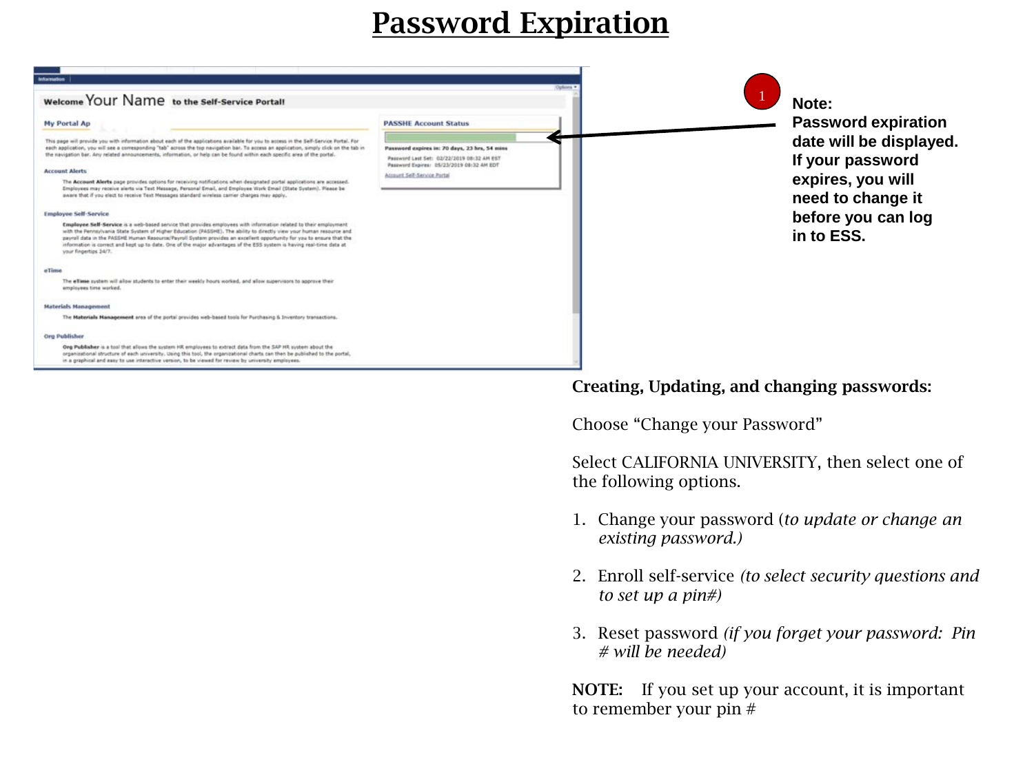# Password Expiration

1 **Note:**
**Password expiration date will be displayed. If your password expires, you will need to change it before you can log in to ESS.**

**Creating, Updating, and changing passwords:**

Choose "Change your Password"

Select CALIFORNIA UNIVERSITY, then select one of the following options.

1. Change your password (*to update or change an existing password.)*
2. Enroll self-service *(to select security questions and to set up a pin#)*
3. Reset password *(if you forget your password: Pin # will be needed)*

**NOTE:** If you set up your account, it is important to remember your pin #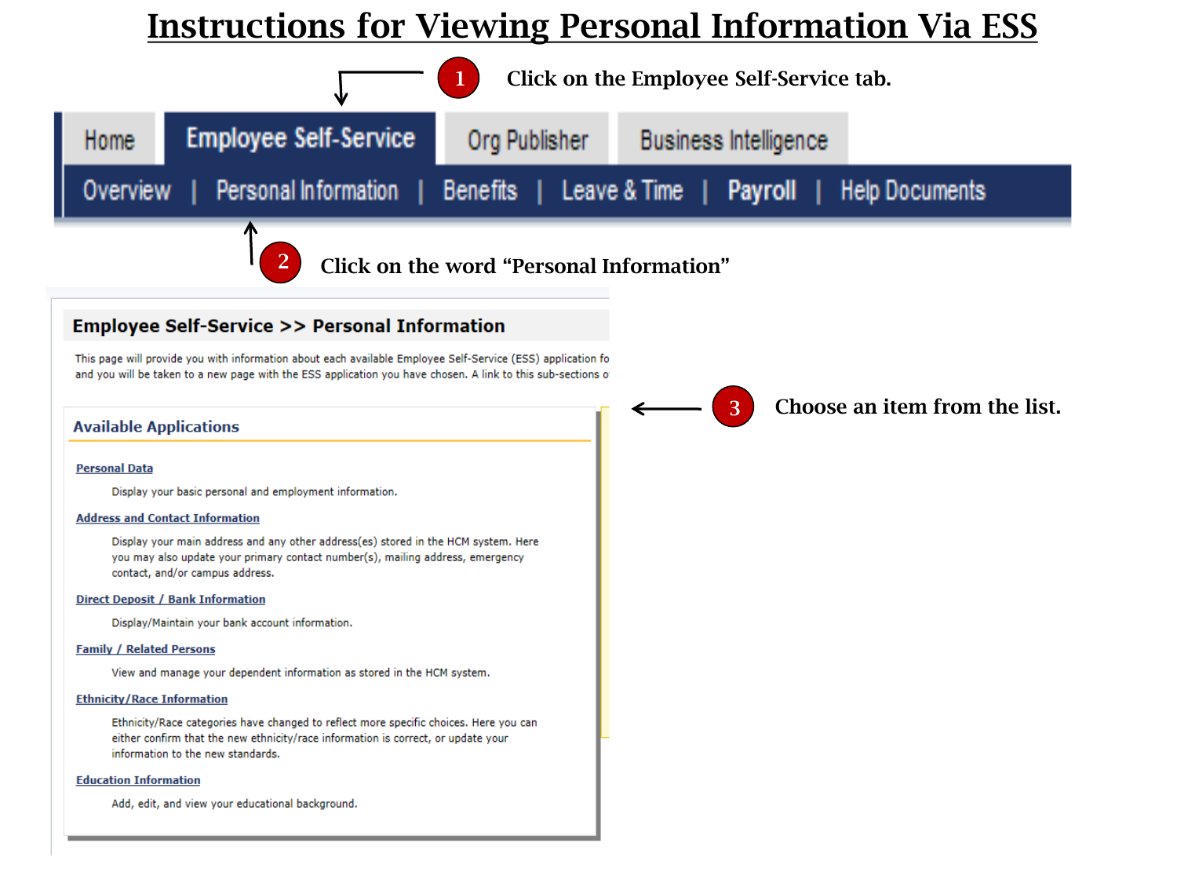# Instructions for Viewing Personal Information Via ESS

**1** Click on the Employee Self-Service tab.

Home | Employee Self-Service | Org Publisher | Business Intelligence

Overview | Personal Information | Benefits | Leave & Time | Payroll | Help Documents

**2** Click on the word "Personal Information"

## Employee Self-Service >> Personal Information

This page will provide you with information about each available Employee Self-Service (ESS) application fo and you will be taken to a new page with the ESS application you have chosen. A link to this sub-sections o

**3** Choose an item from the list.

### Available Applications

**Personal Data**

Display your basic personal and employment information.

**Address and Contact Information**

Display your main address and any other address(es) stored in the HCM system. Here you may also update your primary contact number(s), mailing address, emergency contact, and/or campus address.

**Direct Deposit / Bank Information**

Display/Maintain your bank account information.

**Family / Related Persons**

View and manage your dependent information as stored in the HCM system.

**Ethnicity/Race Information**

Ethnicity/Race categories have changed to reflect more specific choices. Here you can either confirm that the new ethnicity/race information is correct, or update your information to the new standards.

**Education Information**

Add, edit, and view your educational background.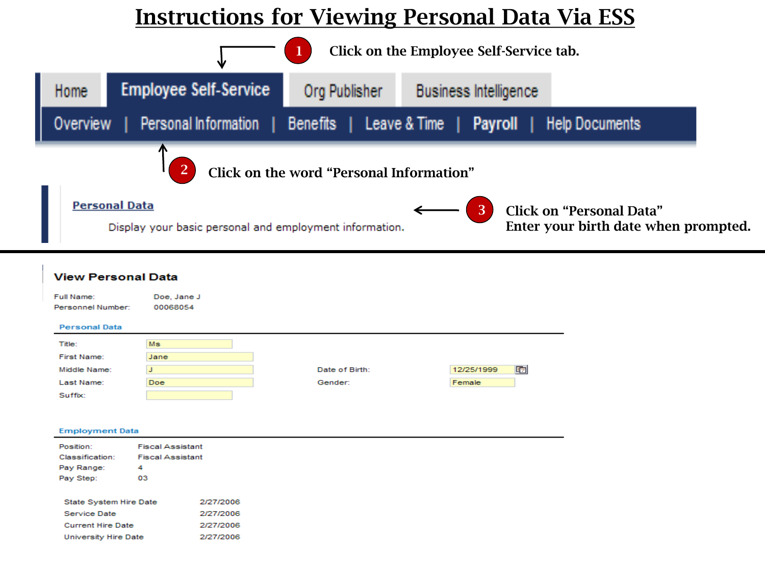# Instructions for Viewing Personal Data Via ESS

1. Click on the Employee Self-Service tab.

Home | Employee Self-Service | Org Publisher | Business Intelligence

Overview | Personal Information | Benefits | Leave & Time | Payroll | Help Documents

2. Click on the word "Personal Information"

**Personal Data**

Display your basic personal and employment information.

3. Click on "Personal Data"
   Enter your birth date when prompted.

---

### View Personal Data

Full Name: Doe, Jane J

Personnel Number: 00068054

**Personal Data**

| | | | |
|---|---|---|---|
| Title: | Ms | | |
| First Name: | Jane | | |
| Middle Name: | J | Date of Birth: | 12/25/1999 |
| Last Name: | Doe | Gender: | Female |
| Suffix: | | | |

**Employment Data**

| | |
|---|---|
| Position: | Fiscal Assistant |
| Classification: | Fiscal Assistant |
| Pay Range: | 4 |
| Pay Step: | 03 |

| | |
|---|---|
| State System Hire Date | 2/27/2006 |
| Service Date | 2/27/2006 |
| Current Hire Date | 2/27/2006 |
| University Hire Date | 2/27/2006 |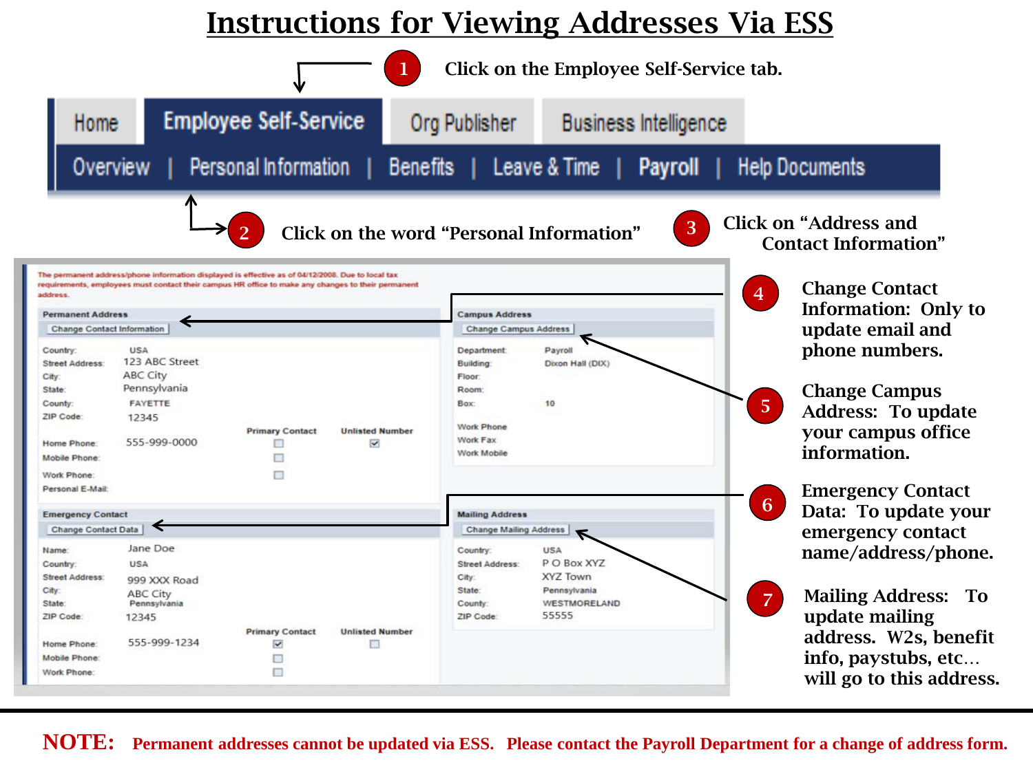# Instructions for Viewing Addresses Via ESS

1. Click on the Employee Self-Service tab.

Home | Employee Self-Service | Org Publisher | Business Intelligence

Overview | Personal Information | Benefits | Leave & Time | Payroll | Help Documents

2. Click on the word "Personal Information"

3. Click on "Address and Contact Information"

The permanent address/phone information displayed is effective as of 04/12/2008. Due to local tax requirements, employees must contact their campus HR office to make any changes to their permanent address.

**Permanent Address**

Change Contact Information

| | | | |
|---|---|---|---|
| Country: | USA | | |
| Street Address: | 123 ABC Street | | |
| City: | ABC City | | |
| State: | Pennsylvania | | |
| County: | FAYETTE | | |
| ZIP Code: | 12345 | | |
| | | Primary Contact | Unlisted Number |
| Home Phone: | 555-999-0000 | ☐ | ☑ |
| Mobile Phone: | | ☐ | |
| Work Phone: | | ☐ | |
| Personal E-Mail: | | | |

**Campus Address**

Change Campus Address

| | |
|---|---|
| Department: | Payroll |
| Building: | Dixon Hall (DIX) |
| Floor: | |
| Room: | |
| Box: | 10 |
| Work Phone | |
| Work Fax | |
| Work Mobile | |

**Emergency Contact**

Change Contact Data

| | | | |
|---|---|---|---|
| Name: | Jane Doe | | |
| Country: | USA | | |
| Street Address: | 999 XXX Road | | |
| City: | ABC City | | |
| State: | Pennsylvania | | |
| ZIP Code: | 12345 | | |
| | | Primary Contact | Unlisted Number |
| Home Phone: | 555-999-1234 | ☑ | ☐ |
| Mobile Phone: | | ☐ | |
| Work Phone: | | ☐ | |

**Mailing Address**

Change Mailing Address

| | |
|---|---|
| Country: | USA |
| Street Address: | P O Box XYZ |
| City: | XYZ Town |
| State: | Pennsylvania |
| County: | WESTMORELAND |
| ZIP Code: | 55555 |

4. Change Contact Information: Only to update email and phone numbers.

5. Change Campus Address: To update your campus office information.

6. Emergency Contact Data: To update your emergency contact name/address/phone.

7. Mailing Address: To update mailing address. W2s, benefit info, paystubs, etc… will go to this address.

**NOTE: Permanent addresses cannot be updated via ESS. Please contact the Payroll Department for a change of address form.**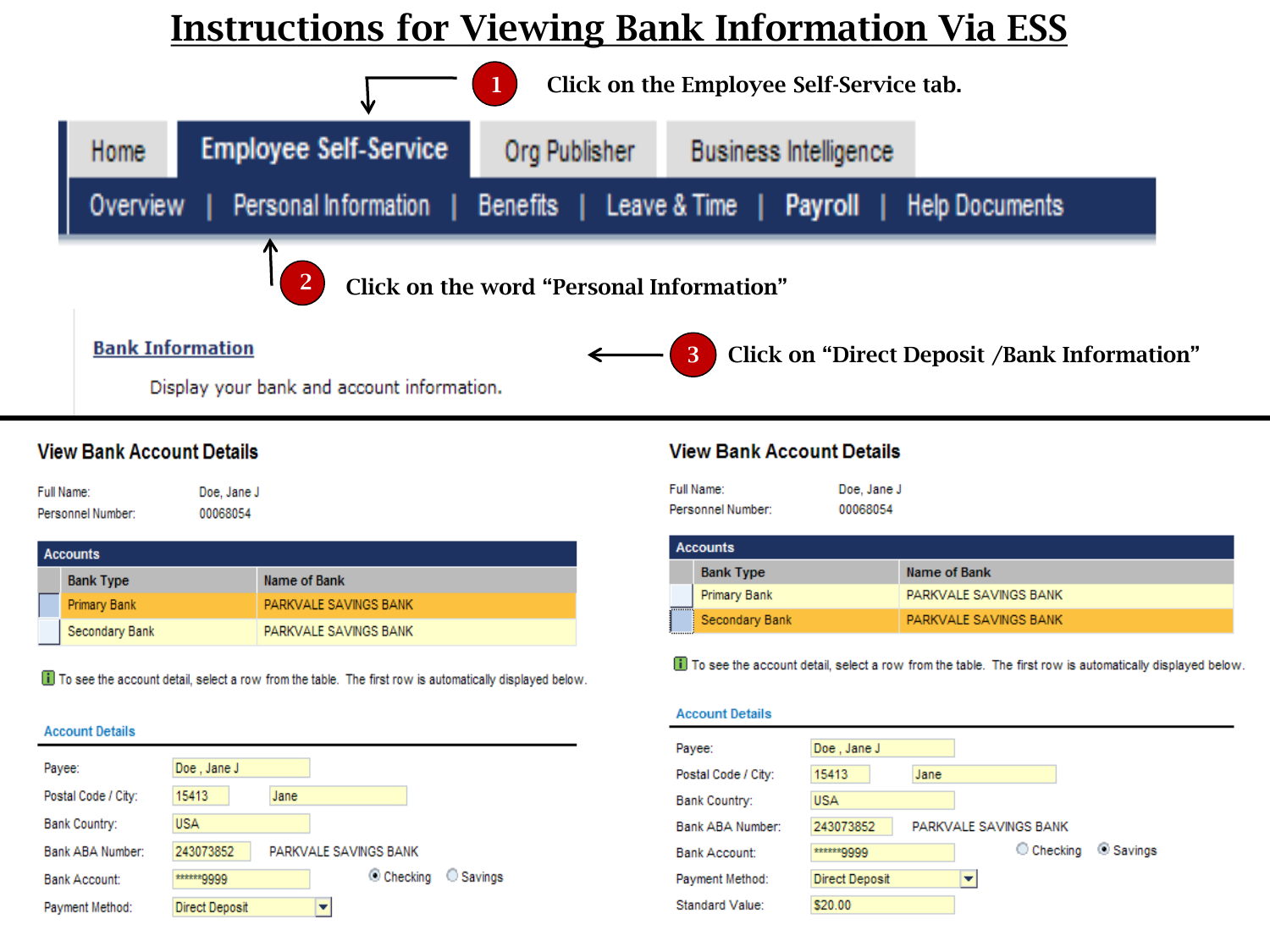# Instructions for Viewing Bank Information Via ESS

1. Click on the Employee Self-Service tab.

Home | Employee Self-Service | Org Publisher | Business Intelligence

Overview | Personal Information | Benefits | Leave & Time | Payroll | Help Documents

2. Click on the word "Personal Information"

**Bank Information**

Display your bank and account information.

3. Click on "Direct Deposit /Bank Information"

## View Bank Account Details

Full Name: Doe, Jane J
Personnel Number: 00068054

**Accounts**

| Bank Type | Name of Bank |
|---|---|
| Primary Bank | PARKVALE SAVINGS BANK |
| Secondary Bank | PARKVALE SAVINGS BANK |

To see the account detail, select a row from the table. The first row is automatically displayed below.

**Account Details**

Payee: Doe , Jane J
Postal Code / City: 15413 Jane
Bank Country: USA
Bank ABA Number: 243073852 PARKVALE SAVINGS BANK
Bank Account: ******9999 (●) Checking ( ) Savings
Payment Method: Direct Deposit

## View Bank Account Details

Full Name: Doe, Jane J
Personnel Number: 00068054

**Accounts**

| Bank Type | Name of Bank |
|---|---|
| Primary Bank | PARKVALE SAVINGS BANK |
| Secondary Bank | PARKVALE SAVINGS BANK |

To see the account detail, select a row from the table. The first row is automatically displayed below.

**Account Details**

Payee: Doe , Jane J
Postal Code / City: 15413 Jane
Bank Country: USA
Bank ABA Number: 243073852 PARKVALE SAVINGS BANK
Bank Account: ******9999 ( ) Checking (●) Savings
Payment Method: Direct Deposit
Standard Value: $20.00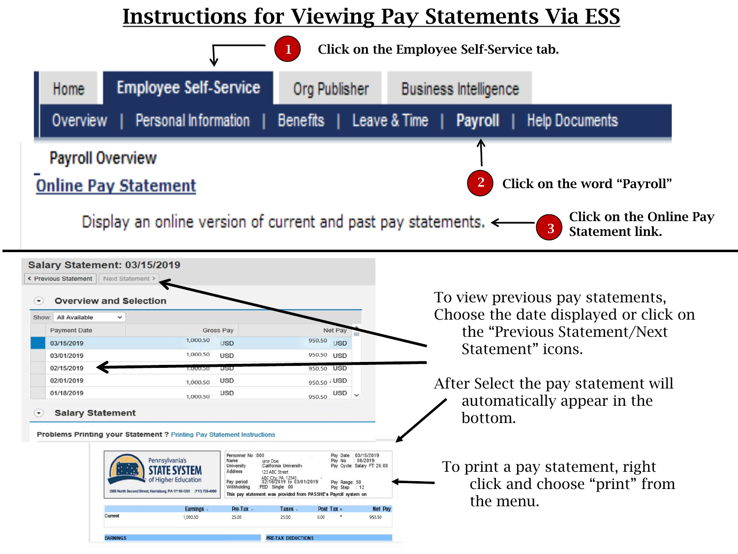# Instructions for Viewing Pay Statements Via ESS

1. Click on the Employee Self-Service tab.

Home | Employee Self-Service | Org Publisher | Business Intelligence

Overview | Personal Information | Benefits | Leave & Time | Payroll | Help Documents

2. Click on the word "Payroll"

Payroll Overview

Online Pay Statement

Display an online version of current and past pay statements.

3. Click on the Online Pay Statement link.

---

**Salary Statement: 03/15/2019**

< Previous Statement | Next Statement >

**Overview and Selection**

Show: All Available

| Payment Date | Gross Pay | | Net Pay | |
|---|---|---|---|---|
| 03/15/2019 | 1,000.50 | USD | 950.50 | USD |
| 03/01/2019 | 1,000.50 | USD | 950.50 | USD |
| 02/15/2019 | 1,000.50 | USD | 950.50 | USD |
| 02/01/2019 | 1,000.50 | USD | 950.50 | USD |
| 01/18/2019 | 1,000.50 | USD | 950.50 | USD |

**Salary Statement**

**Problems Printing your Statement ?** Printing Pay Statement Instructions

To view previous pay statements, Choose the date displayed or click on the "Previous Statement/Next Statement" icons.

After Select the pay statement will automatically appear in the bottom.

Pennsylvania's STATE SYSTEM of Higher Education
2986 North Second Street, Harrisburg, PA 17110-1201 (717) 720-4000

Personnel No : 000
Name : Jane Doe
University : California University
Address : 123 ABC Street, ABC City, PA 12345
Pay period : 02/16/2019 to 03/01/2019
Withholding : FED Single 00

Pay Date : 03/15/2019
Pay No : 06/2019
Pay Cycle: Salary FT 26.08
Pay Range: 50
Pay Step : 12

This pay statement was provided from PASSHE's Payroll system on

| | Earnings - | Pre-Tax - | Taxes - | Post Tax = | Net Pay |
|---|---|---|---|---|---|
| Current | 1,000.50 | 25.00 | 25.00 | 0.00 | 950.50 |

EARNINGS | PRE-TAX DEDUCTIONS

To print a pay statement, right click and choose "print" from the menu.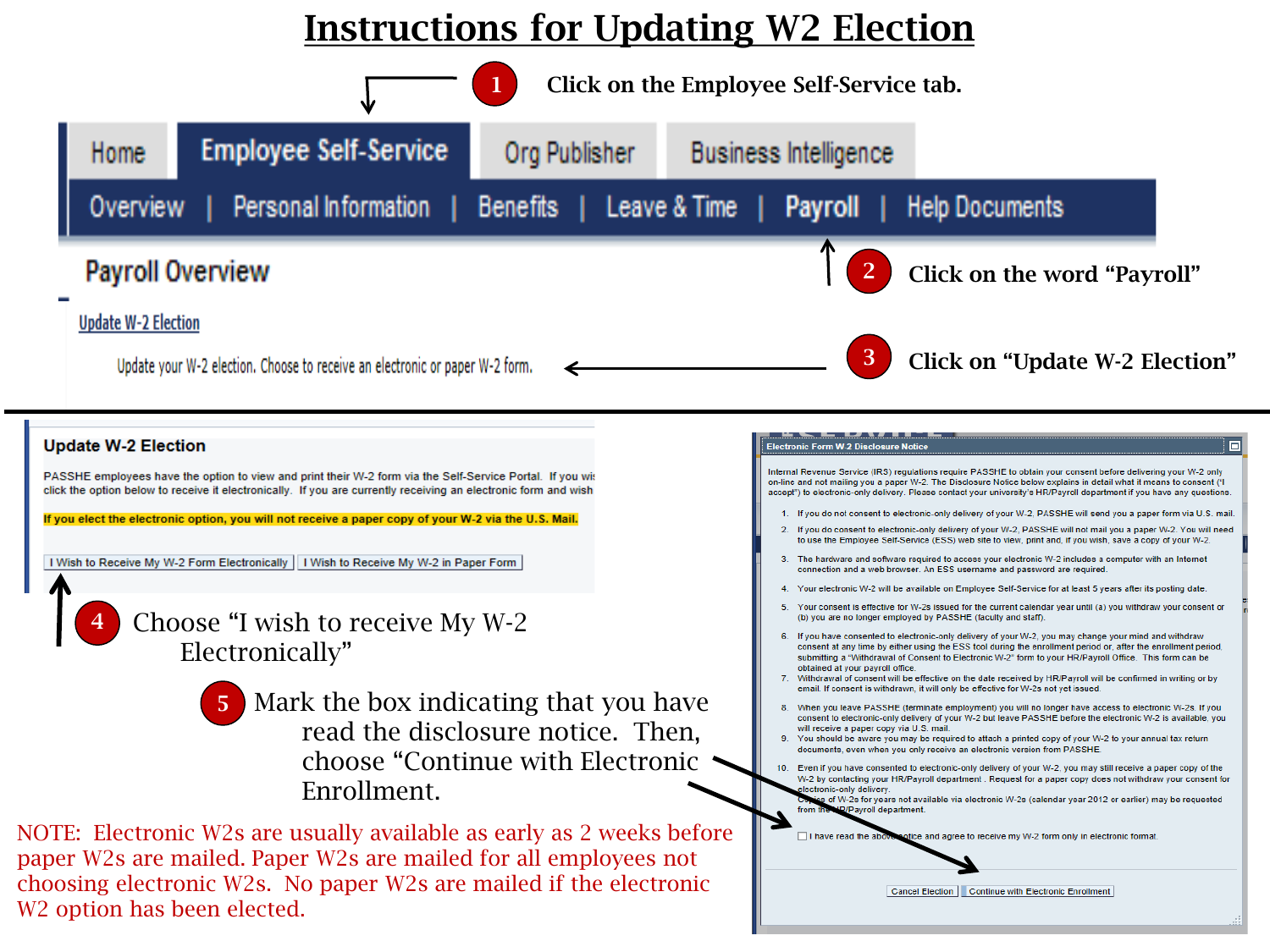# Instructions for Updating W2 Election

1. Click on the Employee Self-Service tab.

Home | Employee Self-Service | Org Publisher | Business Intelligence

Overview | Personal Information | Benefits | Leave & Time | Payroll | Help Documents

2. Click on the word "Payroll"

**Payroll Overview**

Update W-2 Election

Update your W-2 election. Choose to receive an electronic or paper W-2 form.

3. Click on "Update W-2 Election"

---

**Update W-2 Election**

PASSHE employees have the option to view and print their W-2 form via the Self-Service Portal. If you wi click the option below to receive it electronically. If you are currently receiving an electronic form and wish

**If you elect the electronic option, you will not receive a paper copy of your W-2 via the U.S. Mail.**

[I Wish to Receive My W-2 Form Electronically] [I Wish to Receive My W-2 in Paper Form]

4. Choose "I wish to receive My W-2 Electronically"

5. Mark the box indicating that you have read the disclosure notice. Then, choose "Continue with Electronic Enrollment.

NOTE: Electronic W2s are usually available as early as 2 weeks before paper W2s are mailed. Paper W2s are mailed for all employees not choosing electronic W2s. No paper W2s are mailed if the electronic W2 option has been elected.

**Electronic Form W 2 Disclosure Notice**

Internal Revenue Service (IRS) regulations require PASSHE to obtain your consent before delivering your W-2 only on-line and not mailing you a paper W-2. The Disclosure Notice below explains in detail what it means to consent ("I accept") to electronic-only delivery. Please contact your university's HR/Payroll department if you have any questions.

1. If you do not consent to electronic-only delivery of your W-2, PASSHE will send you a paper form via U.S. mail.
2. If you do consent to electronic-only delivery of your W-2, PASSHE will not mail you a paper W-2. You will need to use the Employee Self-Service (ESS) web site to view, print and, if you wish, save a copy of your W-2.
3. The hardware and software required to access your electronic W-2 includes a computer with an Internet connection and a web browser. An ESS username and password are required.
4. Your electronic W-2 will be available on Employee Self-Service for at least 5 years after its posting date.
5. Your consent is effective for W-2s issued for the current calendar year until (a) you withdraw your consent or (b) you are no longer employed by PASSHE (faculty and staff).
6. If you have consented to electronic-only delivery of your W-2, you may change your mind and withdraw consent at any time by either using the ESS tool during the enrollment period or, after the enrollment period submitting a "Withdrawal of Consent to Electronic W-2" form to your HR/Payroll Office. This form can be obtained at your payroll office.
7. Withdrawal of consent will be effective on the date received by HR/Payroll will be confirmed in writing or by email. If consent is withdrawn, it will only be effective for W-2s not yet issued.
8. When you leave PASSHE (terminate employment) you will no longer have access to electronic W-2s. If you consent to electronic-only delivery of your W-2 but leave PASSHE before the electronic W-2 is available, you will receive a paper copy via U.S. mail.
9. You should be aware you may be required to attach a printed copy of your W-2 to your annual tax return documents, even when you only receive an electronic version from PASSHE.
10. Even if you have consented to electronic-only delivery of your W-2, you may still receive a paper copy of the W-2 by contacting your HR/Payroll department. Request for a paper copy does not withdraw your consent for electronic-only delivery. Copies of W-2s for years not available via electronic W-2s (calendar year 2012 or earlier) may be requested from the HR/Payroll department.

☐ I have read the above notice and agree to receive my W-2 form only in electronic format.

[Cancel Election] [Continue with Electronic Enrollment]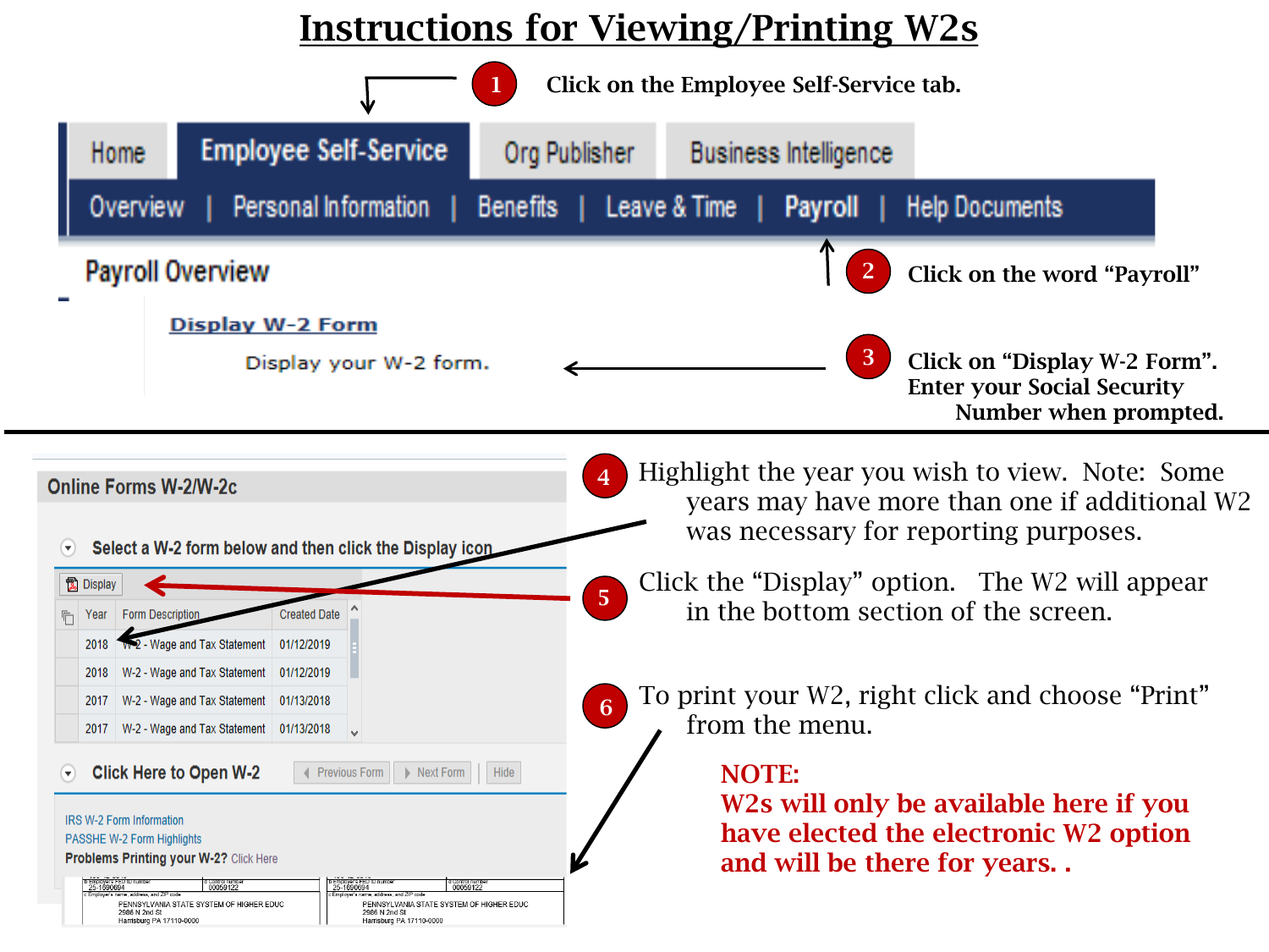# Instructions for Viewing/Printing W2s

1. Click on the Employee Self-Service tab.

Home | Employee Self-Service | Org Publisher | Business Intelligence

Overview | Personal Information | Benefits | Leave & Time | Payroll | Help Documents

Payroll Overview

Display W-2 Form

Display your W-2 form.

2. Click on the word "Payroll"

3. Click on "Display W-2 Form". Enter your Social Security Number when prompted.

---

Online Forms W-2/W-2c

Select a W-2 form below and then click the Display icon

Display

| Year | Form Description | Created Date |
|---|---|---|
| 2018 | W-2 - Wage and Tax Statement | 01/12/2019 |
| 2018 | W-2 - Wage and Tax Statement | 01/12/2019 |
| 2017 | W-2 - Wage and Tax Statement | 01/13/2018 |
| 2017 | W-2 - Wage and Tax Statement | 01/13/2018 |

Click Here to Open W-2 — Previous Form | Next Form | Hide

IRS W-2 Form Information

PASSHE W-2 Form Highlights

Problems Printing your W-2? Click Here

4. Highlight the year you wish to view. Note: Some years may have more than one if additional W2 was necessary for reporting purposes.

5. Click the "Display" option. The W2 will appear in the bottom section of the screen.

6. To print your W2, right click and choose "Print" from the menu.

**NOTE:**
**W2s will only be available here if you have elected the electronic W2 option and will be there for years. .**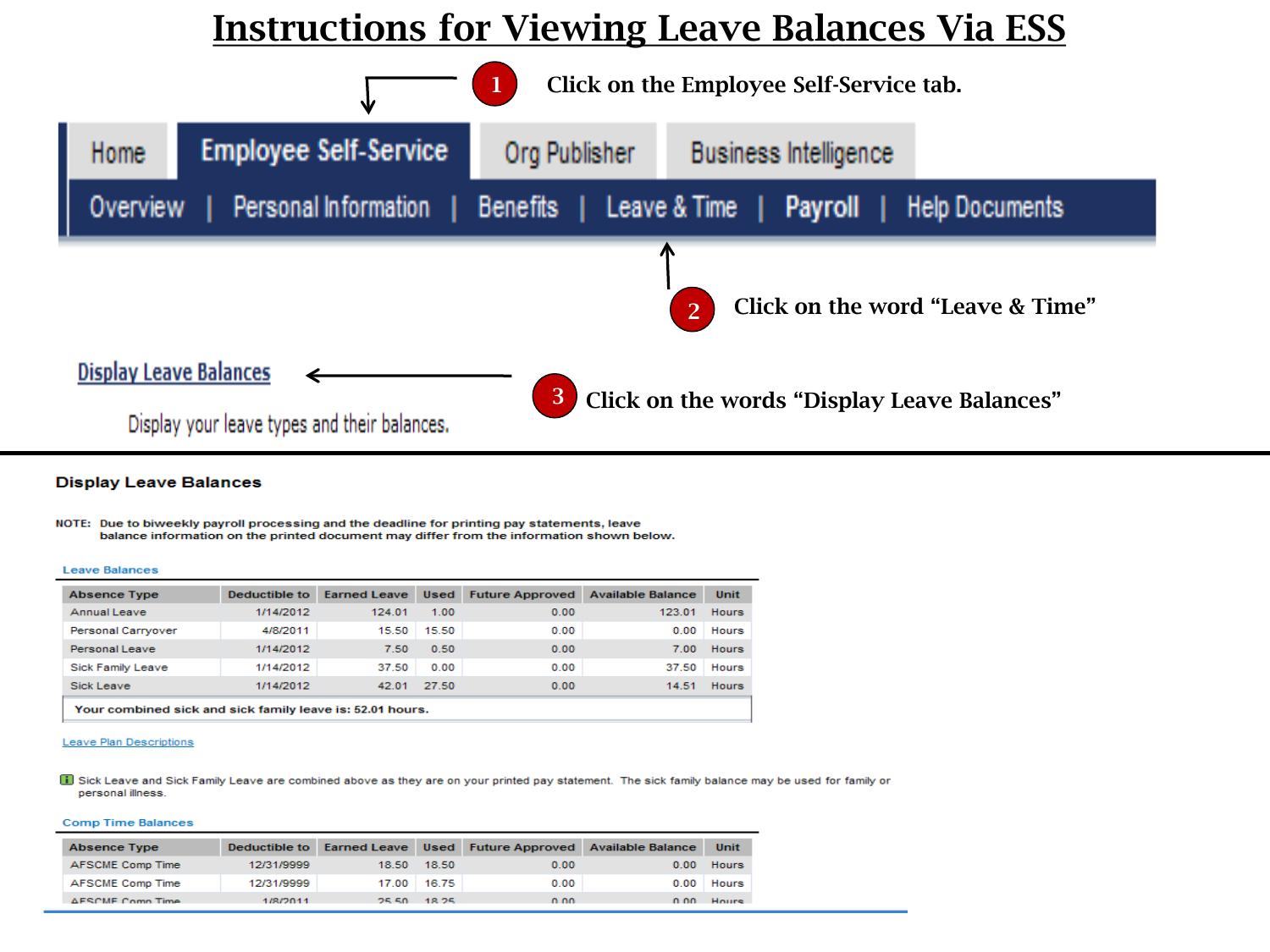# Instructions for Viewing Leave Balances Via ESS

1 Click on the Employee Self-Service tab.

Home | Employee Self-Service | Org Publisher | Business Intelligence

Overview | Personal Information | Benefits | Leave & Time | Payroll | Help Documents

2 Click on the word “Leave & Time”

Display Leave Balances

Display your leave types and their balances.

3 Click on the words “Display Leave Balances”

---

**Display Leave Balances**

NOTE: Due to biweekly payroll processing and the deadline for printing pay statements, leave balance information on the printed document may differ from the information shown below.

Leave Balances

| Absence Type | Deductible to | Earned Leave | Used | Future Approved | Available Balance | Unit |
|---|---|---|---|---|---|---|
| Annual Leave | 1/14/2012 | 124.01 | 1.00 | 0.00 | 123.01 | Hours |
| Personal Carryover | 4/8/2011 | 15.50 | 15.50 | 0.00 | 0.00 | Hours |
| Personal Leave | 1/14/2012 | 7.50 | 0.50 | 0.00 | 7.00 | Hours |
| Sick Family Leave | 1/14/2012 | 37.50 | 0.00 | 0.00 | 37.50 | Hours |
| Sick Leave | 1/14/2012 | 42.01 | 27.50 | 0.00 | 14.51 | Hours |

Your combined sick and sick family leave is: 52.01 hours.

Leave Plan Descriptions

Sick Leave and Sick Family Leave are combined above as they are on your printed pay statement. The sick family balance may be used for family or personal illness.

Comp Time Balances

| Absence Type | Deductible to | Earned Leave | Used | Future Approved | Available Balance | Unit |
|---|---|---|---|---|---|---|
| AFSCME Comp Time | 12/31/9999 | 18.50 | 18.50 | 0.00 | 0.00 | Hours |
| AFSCME Comp Time | 12/31/9999 | 17.00 | 16.75 | 0.00 | 0.00 | Hours |
| AFSCME Comp Time | 1/8/2011 | 25.50 | 18.25 | 0.00 | 0.00 | Hours |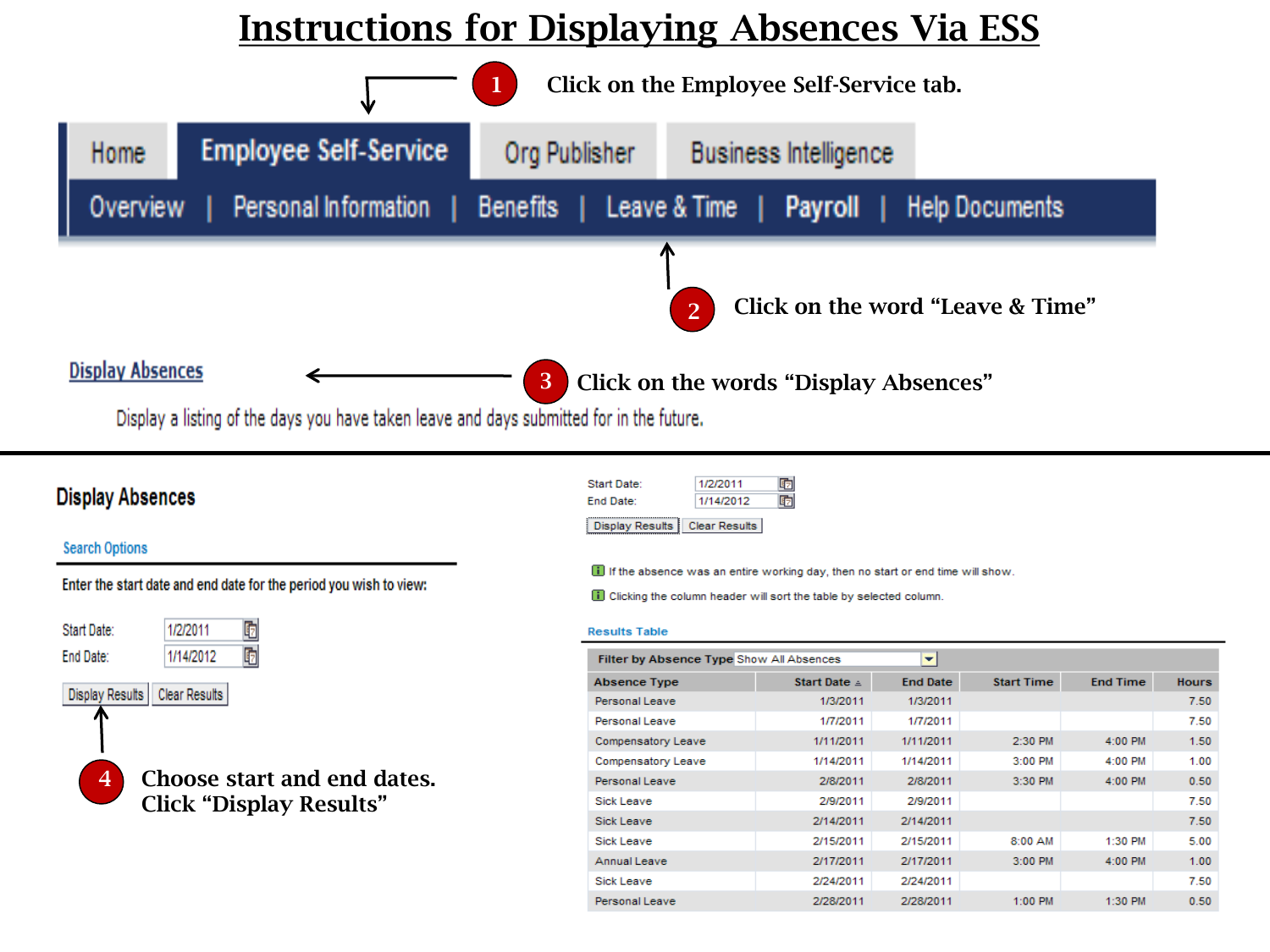# Instructions for Displaying Absences Via ESS

**1** Click on the Employee Self-Service tab.

Home | Employee Self-Service | Org Publisher | Business Intelligence

Overview | Personal Information | Benefits | Leave & Time | Payroll | Help Documents

**2** Click on the word "Leave & Time"

Display Absences

Display a listing of the days you have taken leave and days submitted for in the future.

**3** Click on the words "Display Absences"

---

## Display Absences

Search Options

Enter the start date and end date for the period you wish to view:

Start Date: 1/2/2011

End Date: 1/14/2012

Display Results | Clear Results

**4** Choose start and end dates. Click "Display Results"

Start Date: 1/2/2011

End Date: 1/14/2012

Display Results | Clear Results

If the absence was an entire working day, then no start or end time will show.

Clicking the column header will sort the table by selected column.

Results Table

Filter by Absence Type: Show All Absences

| Absence Type | Start Date | End Date | Start Time | End Time | Hours |
|---|---|---|---|---|---|
| Personal Leave | 1/3/2011 | 1/3/2011 | | | 7.50 |
| Personal Leave | 1/7/2011 | 1/7/2011 | | | 7.50 |
| Compensatory Leave | 1/11/2011 | 1/11/2011 | 2:30 PM | 4:00 PM | 1.50 |
| Compensatory Leave | 1/14/2011 | 1/14/2011 | 3:00 PM | 4:00 PM | 1.00 |
| Personal Leave | 2/8/2011 | 2/8/2011 | 3:30 PM | 4:00 PM | 0.50 |
| Sick Leave | 2/9/2011 | 2/9/2011 | | | 7.50 |
| Sick Leave | 2/14/2011 | 2/14/2011 | | | 7.50 |
| Sick Leave | 2/15/2011 | 2/15/2011 | 8:00 AM | 1:30 PM | 5.00 |
| Annual Leave | 2/17/2011 | 2/17/2011 | 3:00 PM | 4:00 PM | 1.00 |
| Sick Leave | 2/24/2011 | 2/24/2011 | | | 7.50 |
| Personal Leave | 2/28/2011 | 2/28/2011 | 1:00 PM | 1:30 PM | 0.50 |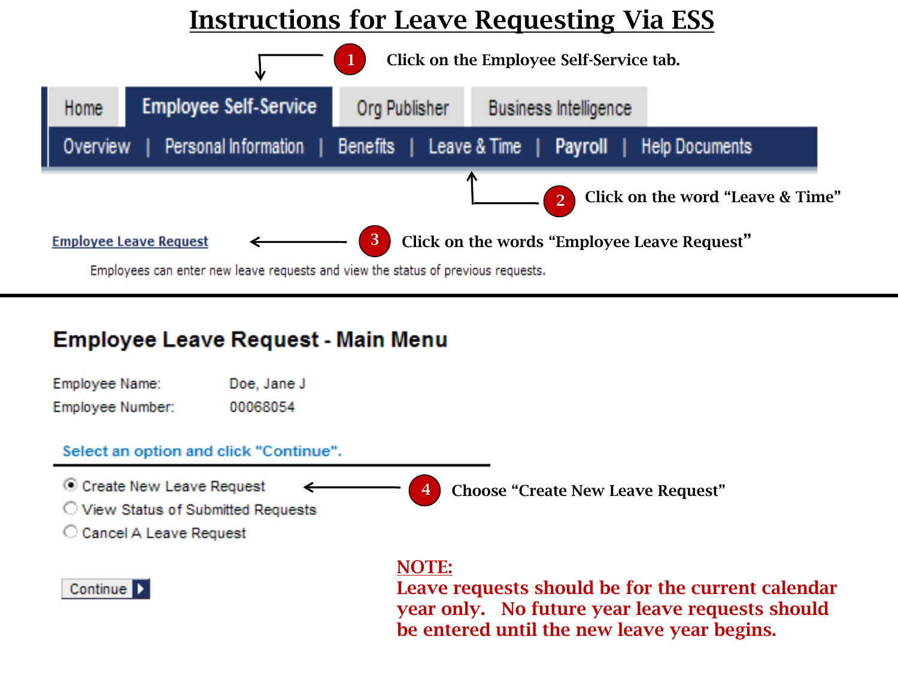# Instructions for Leave Requesting Via ESS

1. Click on the Employee Self-Service tab.

Home | Employee Self-Service | Org Publisher | Business Intelligence

Overview | Personal Information | Benefits | Leave & Time | Payroll | Help Documents

2. Click on the word "Leave & Time"

**Employee Leave Request**

Employees can enter new leave requests and view the status of previous requests.

3. Click on the words "Employee Leave Request"

---

## Employee Leave Request - Main Menu

Employee Name: Doe, Jane J

Employee Number: 00068054

Select an option and click "Continue".

- (•) Create New Leave Request
- ( ) View Status of Submitted Requests
- ( ) Cancel A Leave Request

Continue

4. Choose "Create New Leave Request"

**NOTE:**
**Leave requests should be for the current calendar year only. No future year leave requests should be entered until the new leave year begins.**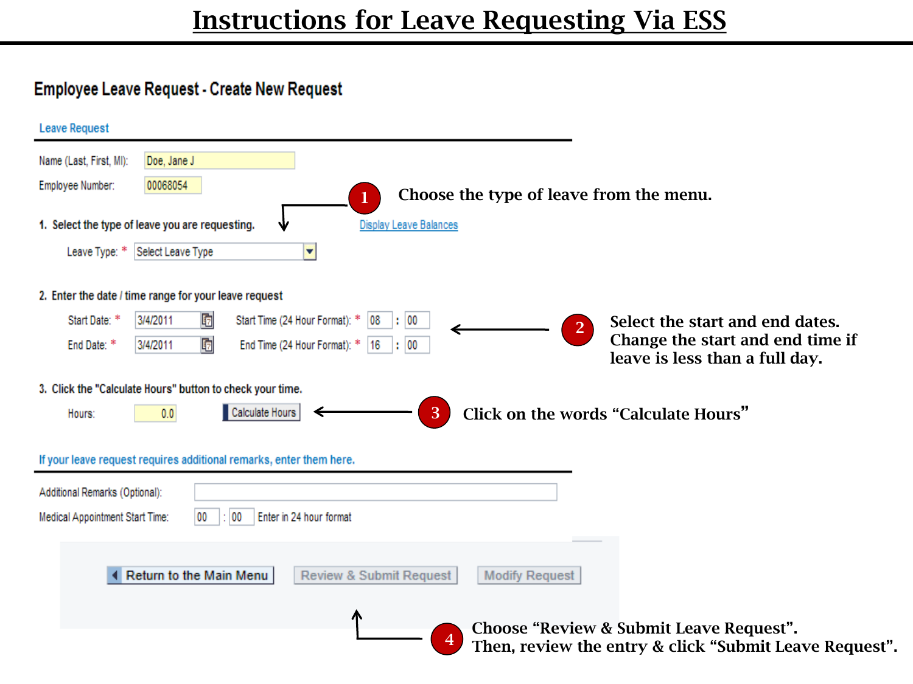# Instructions for Leave Requesting Via ESS

## Employee Leave Request - Create New Request

**Leave Request**

Name (Last, First, MI): Doe, Jane J

Employee Number: 00068054

**1. Select the type of leave you are requesting.**

Display Leave Balances

Leave Type: * Select Leave Type

**1** Choose the type of leave from the menu.

**2. Enter the date / time range for your leave request**

Start Date: * 3/4/2011 Start Time (24 Hour Format): * 08 : 00

End Date: * 3/4/2011 End Time (24 Hour Format): * 16 : 00

**2** Select the start and end dates. Change the start and end time if leave is less than a full day.

**3. Click the "Calculate Hours" button to check your time.**

Hours: 0.0 Calculate Hours

**3** Click on the words "Calculate Hours"

**If your leave request requires additional remarks, enter them here.**

Additional Remarks (Optional):

Medical Appointment Start Time: 00 : 00 Enter in 24 hour format

Return to the Main Menu | Review & Submit Request | Modify Request

**4** Choose "Review & Submit Leave Request". Then, review the entry & click "Submit Leave Request".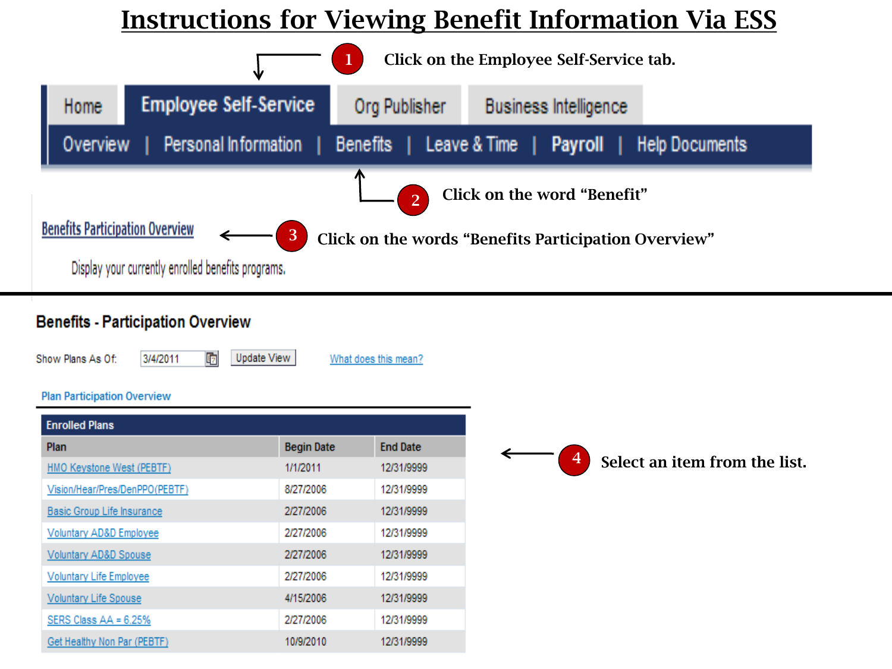# Instructions for Viewing Benefit Information Via ESS

1. Click on the Employee Self-Service tab.

Home | Employee Self-Service | Org Publisher | Business Intelligence

Overview | Personal Information | Benefits | Leave & Time | Payroll | Help Documents

2. Click on the word "Benefit"

Benefits Participation Overview

Display your currently enrolled benefits programs.

3. Click on the words "Benefits Participation Overview"

## Benefits - Participation Overview

Show Plans As Of: 3/4/2011 Update View What does this mean?

Plan Participation Overview

| Enrolled Plans | | |
|---|---|---|
| **Plan** | **Begin Date** | **End Date** |
| HMO Keystone West (PEBTF) | 1/1/2011 | 12/31/9999 |
| Vision/Hear/Pres/DenPPO(PEBTF) | 8/27/2006 | 12/31/9999 |
| Basic Group Life Insurance | 2/27/2006 | 12/31/9999 |
| Voluntary AD&D Employee | 2/27/2006 | 12/31/9999 |
| Voluntary AD&D Spouse | 2/27/2006 | 12/31/9999 |
| Voluntary Life Employee | 2/27/2006 | 12/31/9999 |
| Voluntary Life Spouse | 4/15/2006 | 12/31/9999 |
| SERS Class AA = 6.25% | 2/27/2006 | 12/31/9999 |
| Get Healthy Non Par (PEBTF) | 10/9/2010 | 12/31/9999 |

4. Select an item from the list.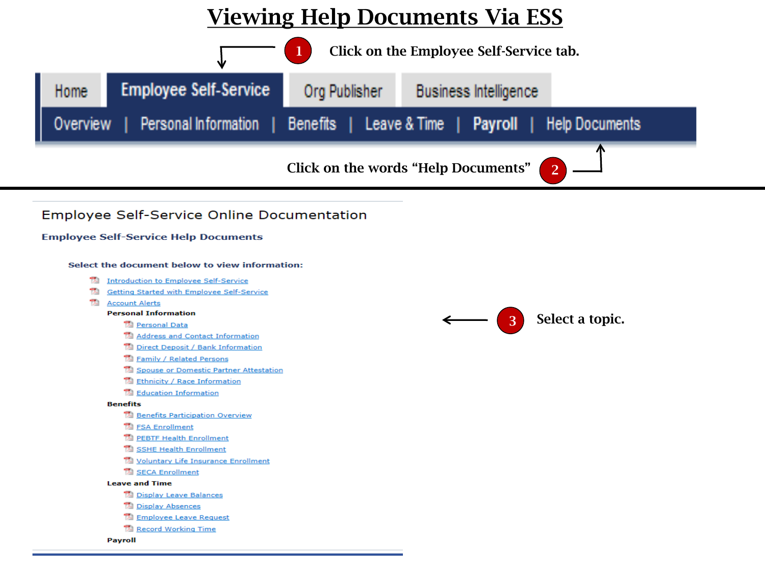# Viewing Help Documents Via ESS

1 Click on the Employee Self-Service tab.

Home | Employee Self-Service | Org Publisher | Business Intelligence

Overview | Personal Information | Benefits | Leave & Time | Payroll | Help Documents

Click on the words "Help Documents" 2

---

## Employee Self-Service Online Documentation

### Employee Self-Service Help Documents

**Select the document below to view information:**

- Introduction to Employee Self-Service
- Getting Started with Employee Self-Service
- Account Alerts

**Personal Information**

- Personal Data
- Address and Contact Information
- Direct Deposit / Bank Information
- Family / Related Persons
- Spouse or Domestic Partner Attestation
- Ethnicity / Race Information
- Education Information

**Benefits**

- Benefits Participation Overview
- FSA Enrollment
- PEBTF Health Enrollment
- SSHE Health Enrollment
- Voluntary Life Insurance Enrollment
- SECA Enrollment

**Leave and Time**

- Display Leave Balances
- Display Absences
- Employee Leave Request
- Record Working Time

**Payroll**

3 Select a topic.